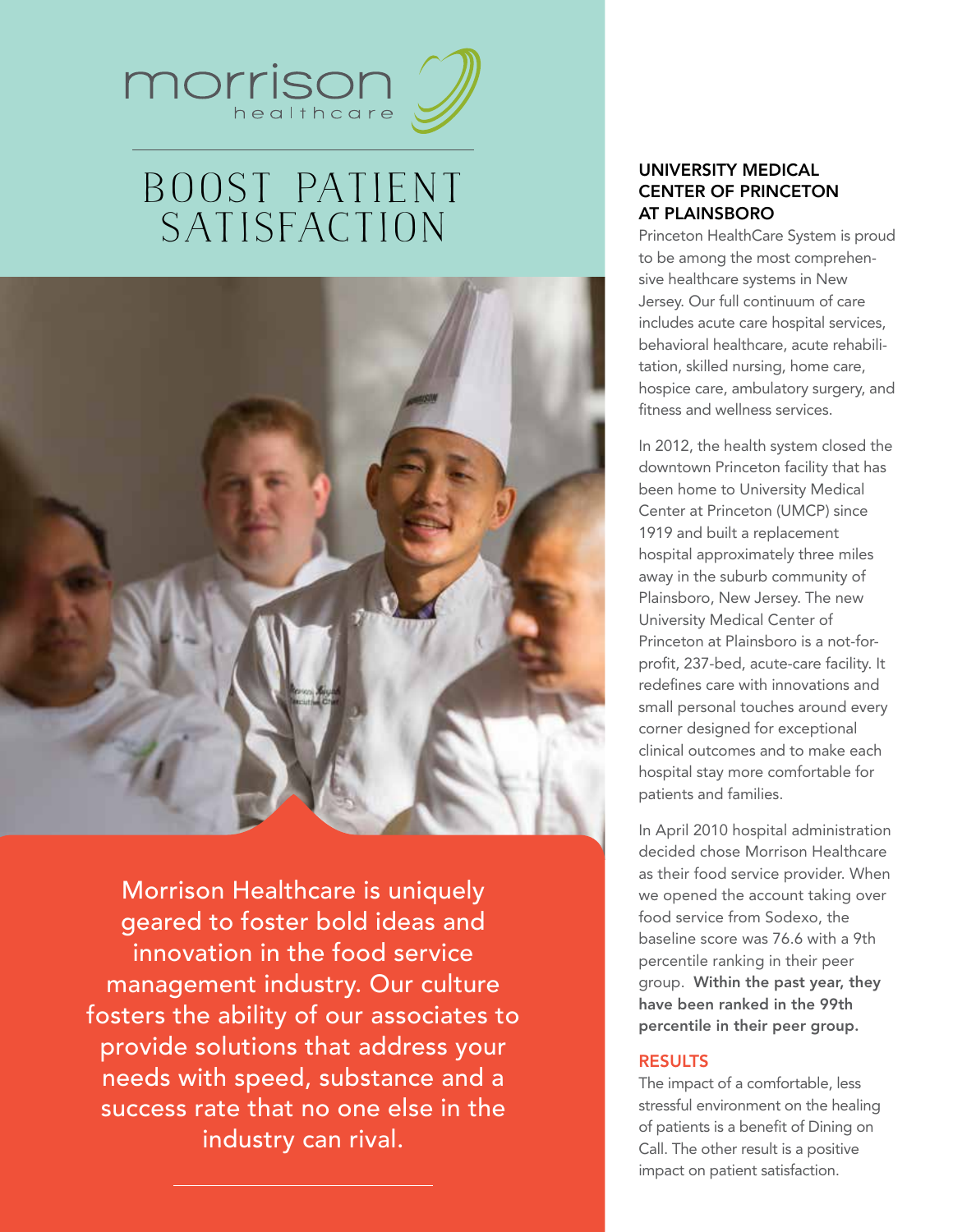morrison healthcare

# BOOST PATIENT SATISFACTION

Morrison Healthcare is uniquely geared to foster bold ideas and innovation in the food service management industry. Our culture fosters the ability of our associates to provide solutions that address your needs with speed, substance and a success rate that no one else in the industry can rival.

## UNIVERSITY MEDICAL CENTER OF PRINCETON AT PLAINSBORO

Princeton HealthCare System is proud to be among the most comprehensive healthcare systems in New Jersey. Our full continuum of care includes acute care hospital services, behavioral healthcare, acute rehabilitation, skilled nursing, home care, hospice care, ambulatory surgery, and fitness and wellness services.

In 2012, the health system closed the downtown Princeton facility that has been home to University Medical Center at Princeton (UMCP) since 1919 and built a replacement hospital approximately three miles away in the suburb community of Plainsboro, New Jersey. The new University Medical Center of Princeton at Plainsboro is a not-for-profit, 237-bed, acute-care facility. It redefines care with innovations and small personal touches around every corner designed for exceptional clinical outcomes and to make each hospital stay more comfortable for patients and families.

In April 2010 hospital administration decided chose Morrison Healthcare as their food service provider. When we opened the account taking over food service from Sodexo, the baseline score was 76.6 with a 9th percentile ranking in their peer group. **Within the past year, they have been ranked in the 99th percentile in their peer group.**

## RESULTS

The impact of a comfortable, less stressful environment on the healing of patients is a benefit of Dining on Call. The other result is a positive impact on patient satisfaction.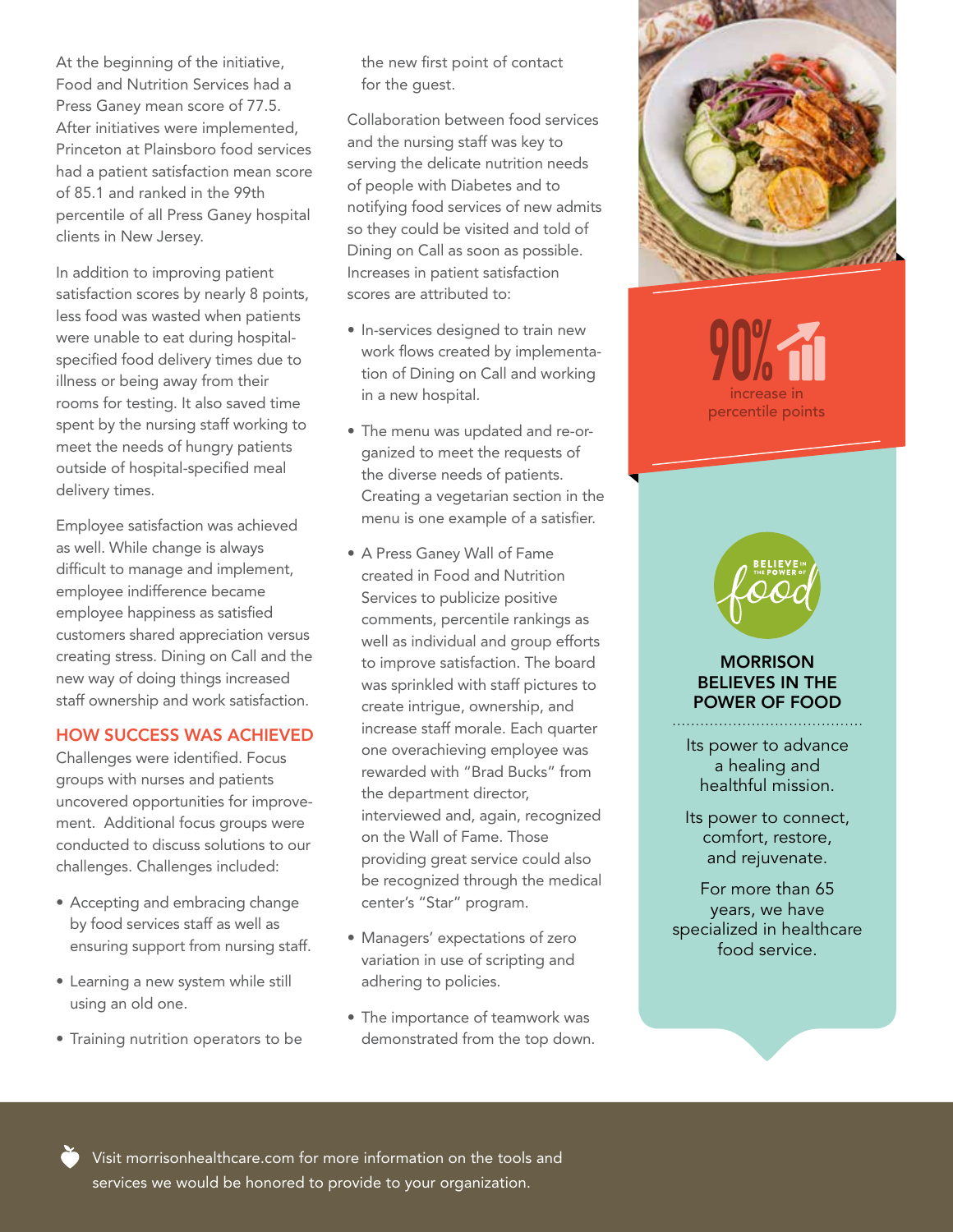At the beginning of the initiative, Food and Nutrition Services had a Press Ganey mean score of 77.5. After initiatives were implemented, Princeton at Plainsboro food services had a patient satisfaction mean score of 85.1 and ranked in the 99th percentile of all Press Ganey hospital clients in New Jersey.

In addition to improving patient satisfaction scores by nearly 8 points, less food was wasted when patients were unable to eat during hospital-specified food delivery times due to illness or being away from their rooms for testing. It also saved time spent by the nursing staff working to meet the needs of hungry patients outside of hospital-specified meal delivery times.

Employee satisfaction was achieved as well. While change is always difficult to manage and implement, employee indifference became employee happiness as satisfied customers shared appreciation versus creating stress. Dining on Call and the new way of doing things increased staff ownership and work satisfaction.

## HOW SUCCESS WAS ACHIEVED

Challenges were identified. Focus groups with nurses and patients uncovered opportunities for improvement. Additional focus groups were conducted to discuss solutions to our challenges. Challenges included:

- Accepting and embracing change by food services staff as well as ensuring support from nursing staff.
- Learning a new system while still using an old one.
- Training nutrition operators to be the new first point of contact for the guest.

Collaboration between food services and the nursing staff was key to serving the delicate nutrition needs of people with Diabetes and to notifying food services of new admits so they could be visited and told of Dining on Call as soon as possible. Increases in patient satisfaction scores are attributed to:

- In-services designed to train new work flows created by implementation of Dining on Call and working in a new hospital.
- The menu was updated and re-organized to meet the requests of the diverse needs of patients. Creating a vegetarian section in the menu is one example of a satisfier.
- A Press Ganey Wall of Fame created in Food and Nutrition Services to publicize positive comments, percentile rankings as well as individual and group efforts to improve satisfaction. The board was sprinkled with staff pictures to create intrigue, ownership, and increase staff morale. Each quarter one overachieving employee was rewarded with "Brad Bucks" from the department director, interviewed and, again, recognized on the Wall of Fame. Those providing great service could also be recognized through the medical center's "Star" program.
- Managers' expectations of zero variation in use of scripting and adhering to policies.
- The importance of teamwork was demonstrated from the top down.

**90%** increase in percentile points

BELIEVE IN THE POWER OF food

**MORRISON BELIEVES IN THE POWER OF FOOD**

Its power to advance a healing and healthful mission.

Its power to connect, comfort, restore, and rejuvenate.

For more than 65 years, we have specialized in healthcare food service.

Visit morrisonhealthcare.com for more information on the tools and services we would be honored to provide to your organization.